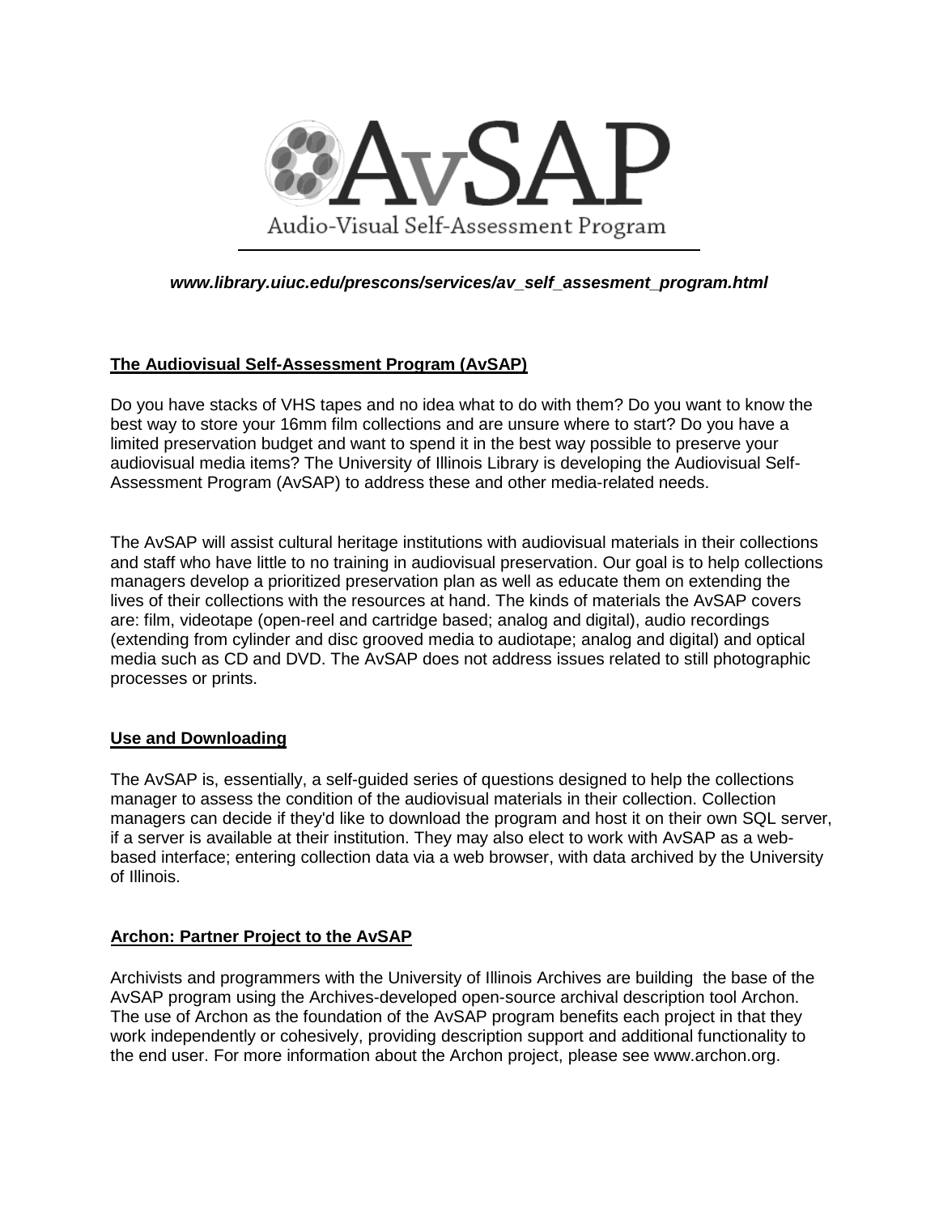# AvSAP

Audio-Visual Self-Assessment Program

***www.library.uiuc.edu/prescons/services/av_self_assesment_program.html***

## The Audiovisual Self-Assessment Program (AvSAP)

Do you have stacks of VHS tapes and no idea what to do with them? Do you want to know the best way to store your 16mm film collections and are unsure where to start? Do you have a limited preservation budget and want to spend it in the best way possible to preserve your audiovisual media items? The University of Illinois Library is developing the Audiovisual Self-Assessment Program (AvSAP) to address these and other media-related needs.

The AvSAP will assist cultural heritage institutions with audiovisual materials in their collections and staff who have little to no training in audiovisual preservation. Our goal is to help collections managers develop a prioritized preservation plan as well as educate them on extending the lives of their collections with the resources at hand. The kinds of materials the AvSAP covers are: film, videotape (open-reel and cartridge based; analog and digital), audio recordings (extending from cylinder and disc grooved media to audiotape; analog and digital) and optical media such as CD and DVD. The AvSAP does not address issues related to still photographic processes or prints.

## Use and Downloading

The AvSAP is, essentially, a self-guided series of questions designed to help the collections manager to assess the condition of the audiovisual materials in their collection. Collection managers can decide if they'd like to download the program and host it on their own SQL server, if a server is available at their institution. They may also elect to work with AvSAP as a web-based interface; entering collection data via a web browser, with data archived by the University of Illinois.

## Archon: Partner Project to the AvSAP

Archivists and programmers with the University of Illinois Archives are building the base of the AvSAP program using the Archives-developed open-source archival description tool Archon. The use of Archon as the foundation of the AvSAP program benefits each project in that they work independently or cohesively, providing description support and additional functionality to the end user. For more information about the Archon project, please see www.archon.org.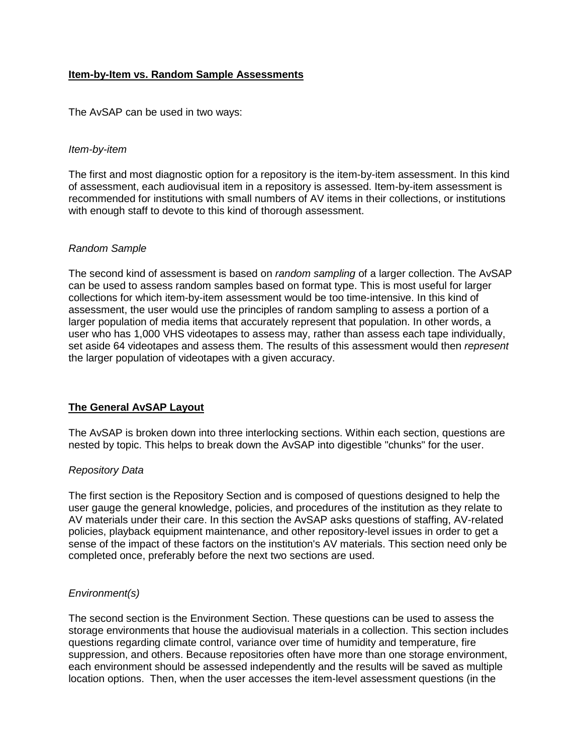## Item-by-Item vs. Random Sample Assessments

The AvSAP can be used in two ways:

*Item-by-item*

The first and most diagnostic option for a repository is the item-by-item assessment. In this kind of assessment, each audiovisual item in a repository is assessed. Item-by-item assessment is recommended for institutions with small numbers of AV items in their collections, or institutions with enough staff to devote to this kind of thorough assessment.

*Random Sample*

The second kind of assessment is based on *random sampling* of a larger collection. The AvSAP can be used to assess random samples based on format type. This is most useful for larger collections for which item-by-item assessment would be too time-intensive. In this kind of assessment, the user would use the principles of random sampling to assess a portion of a larger population of media items that accurately represent that population. In other words, a user who has 1,000 VHS videotapes to assess may, rather than assess each tape individually, set aside 64 videotapes and assess them. The results of this assessment would then *represent* the larger population of videotapes with a given accuracy.

## The General AvSAP Layout

The AvSAP is broken down into three interlocking sections. Within each section, questions are nested by topic. This helps to break down the AvSAP into digestible "chunks" for the user.

*Repository Data*

The first section is the Repository Section and is composed of questions designed to help the user gauge the general knowledge, policies, and procedures of the institution as they relate to AV materials under their care. In this section the AvSAP asks questions of staffing, AV-related policies, playback equipment maintenance, and other repository-level issues in order to get a sense of the impact of these factors on the institution's AV materials. This section need only be completed once, preferably before the next two sections are used.

*Environment(s)*

The second section is the Environment Section. These questions can be used to assess the storage environments that house the audiovisual materials in a collection. This section includes questions regarding climate control, variance over time of humidity and temperature, fire suppression, and others. Because repositories often have more than one storage environment, each environment should be assessed independently and the results will be saved as multiple location options. Then, when the user accesses the item-level assessment questions (in the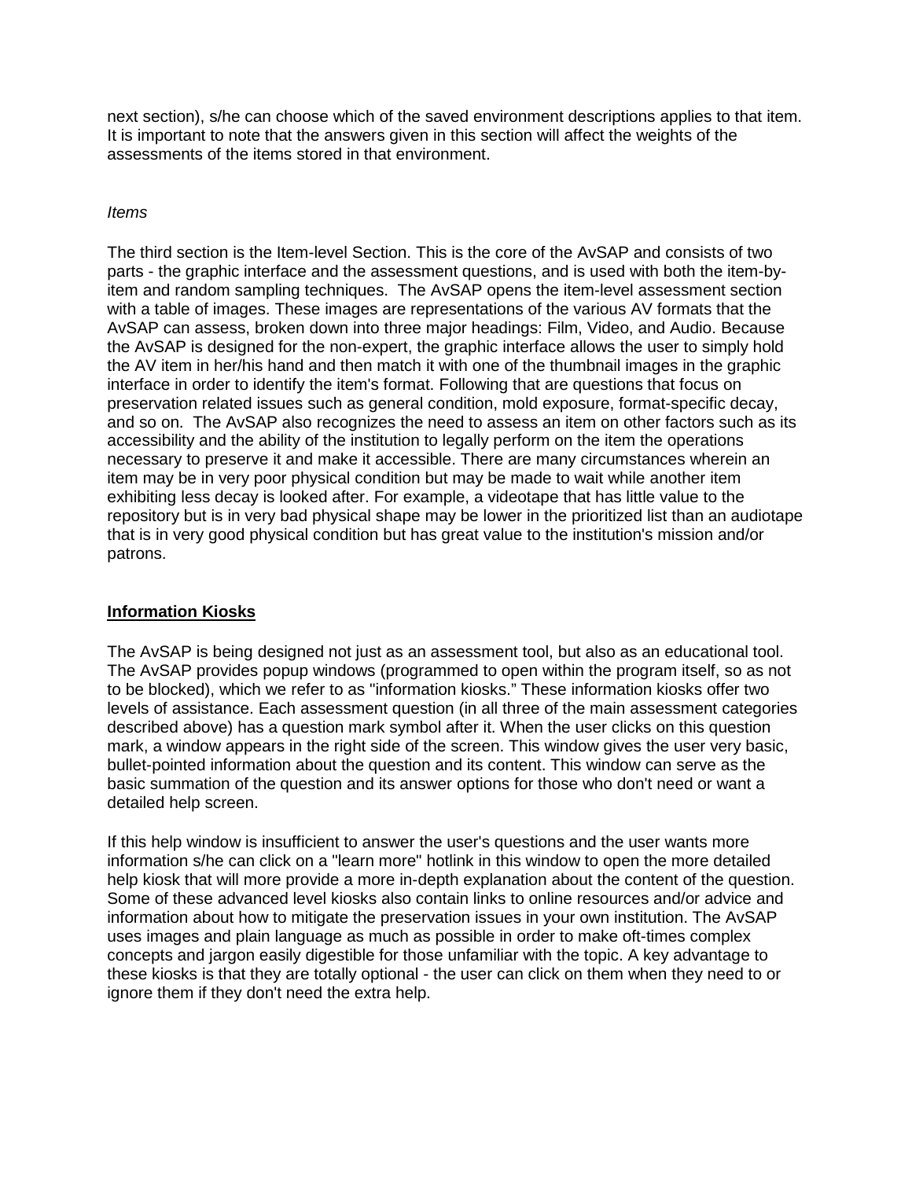next section), s/he can choose which of the saved environment descriptions applies to that item. It is important to note that the answers given in this section will affect the weights of the assessments of the items stored in that environment.

*Items*

The third section is the Item-level Section. This is the core of the AvSAP and consists of two parts - the graphic interface and the assessment questions, and is used with both the item-by-item and random sampling techniques. The AvSAP opens the item-level assessment section with a table of images. These images are representations of the various AV formats that the AvSAP can assess, broken down into three major headings: Film, Video, and Audio. Because the AvSAP is designed for the non-expert, the graphic interface allows the user to simply hold the AV item in her/his hand and then match it with one of the thumbnail images in the graphic interface in order to identify the item's format. Following that are questions that focus on preservation related issues such as general condition, mold exposure, format-specific decay, and so on. The AvSAP also recognizes the need to assess an item on other factors such as its accessibility and the ability of the institution to legally perform on the item the operations necessary to preserve it and make it accessible. There are many circumstances wherein an item may be in very poor physical condition but may be made to wait while another item exhibiting less decay is looked after. For example, a videotape that has little value to the repository but is in very bad physical shape may be lower in the prioritized list than an audiotape that is in very good physical condition but has great value to the institution's mission and/or patrons.

## **Information Kiosks**

The AvSAP is being designed not just as an assessment tool, but also as an educational tool. The AvSAP provides popup windows (programmed to open within the program itself, so as not to be blocked), which we refer to as "information kiosks." These information kiosks offer two levels of assistance. Each assessment question (in all three of the main assessment categories described above) has a question mark symbol after it. When the user clicks on this question mark, a window appears in the right side of the screen. This window gives the user very basic, bullet-pointed information about the question and its content. This window can serve as the basic summation of the question and its answer options for those who don't need or want a detailed help screen.

If this help window is insufficient to answer the user's questions and the user wants more information s/he can click on a "learn more" hotlink in this window to open the more detailed help kiosk that will more provide a more in-depth explanation about the content of the question. Some of these advanced level kiosks also contain links to online resources and/or advice and information about how to mitigate the preservation issues in your own institution. The AvSAP uses images and plain language as much as possible in order to make oft-times complex concepts and jargon easily digestible for those unfamiliar with the topic. A key advantage to these kiosks is that they are totally optional - the user can click on them when they need to or ignore them if they don't need the extra help.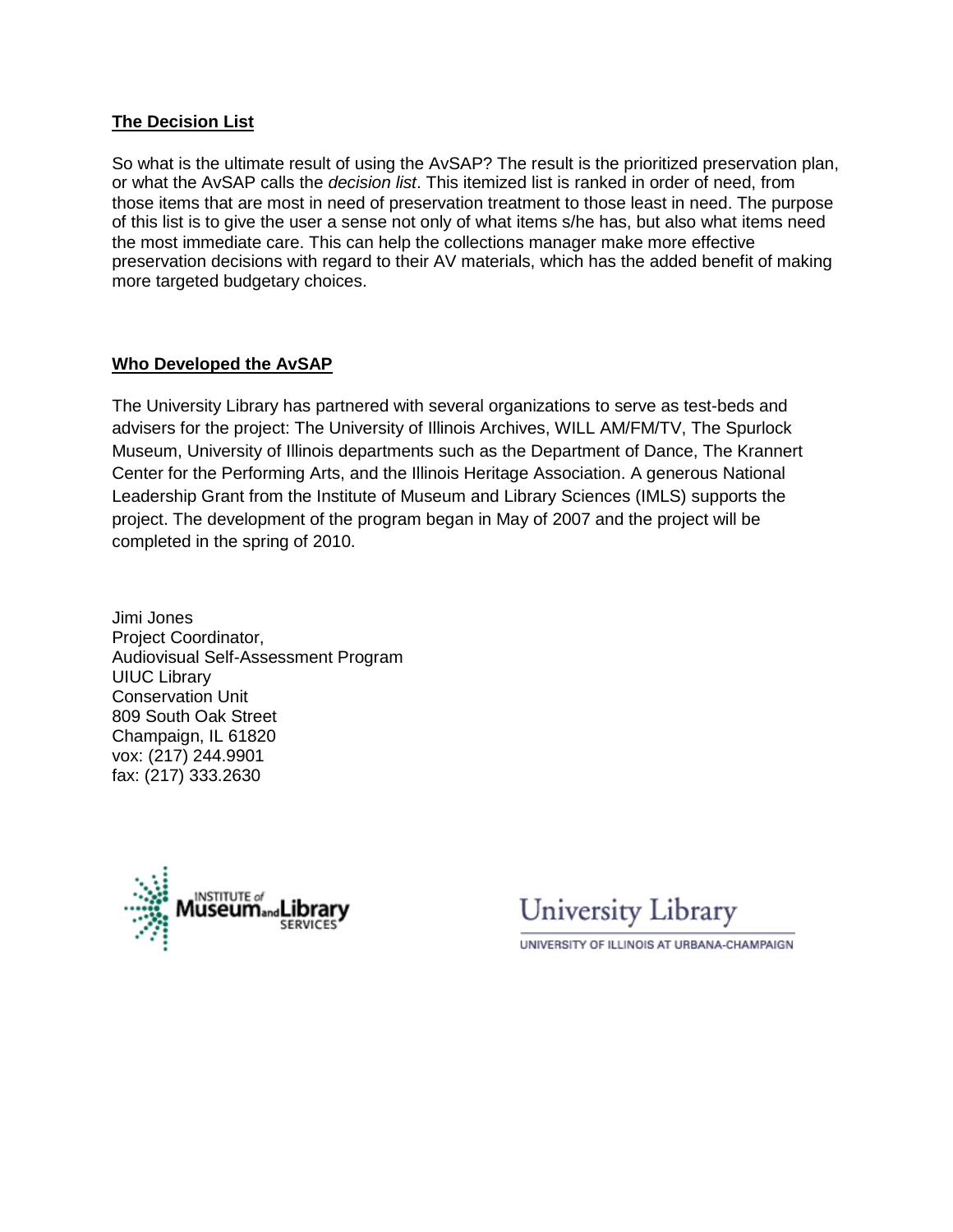## The Decision List

So what is the ultimate result of using the AvSAP? The result is the prioritized preservation plan, or what the AvSAP calls the *decision list*. This itemized list is ranked in order of need, from those items that are most in need of preservation treatment to those least in need. The purpose of this list is to give the user a sense not only of what items s/he has, but also what items need the most immediate care. This can help the collections manager make more effective preservation decisions with regard to their AV materials, which has the added benefit of making more targeted budgetary choices.

## Who Developed the AvSAP

The University Library has partnered with several organizations to serve as test-beds and advisers for the project: The University of Illinois Archives, WILL AM/FM/TV, The Spurlock Museum, University of Illinois departments such as the Department of Dance, The Krannert Center for the Performing Arts, and the Illinois Heritage Association. A generous National Leadership Grant from the Institute of Museum and Library Sciences (IMLS) supports the project. The development of the program began in May of 2007 and the project will be completed in the spring of 2010.

Jimi Jones
Project Coordinator,
Audiovisual Self-Assessment Program
UIUC Library
Conservation Unit
809 South Oak Street
Champaign, IL 61820
vox: (217) 244.9901
fax: (217) 333.2630

INSTITUTE of Museum and Library SERVICES

University Library
UNIVERSITY OF ILLINOIS AT URBANA-CHAMPAIGN